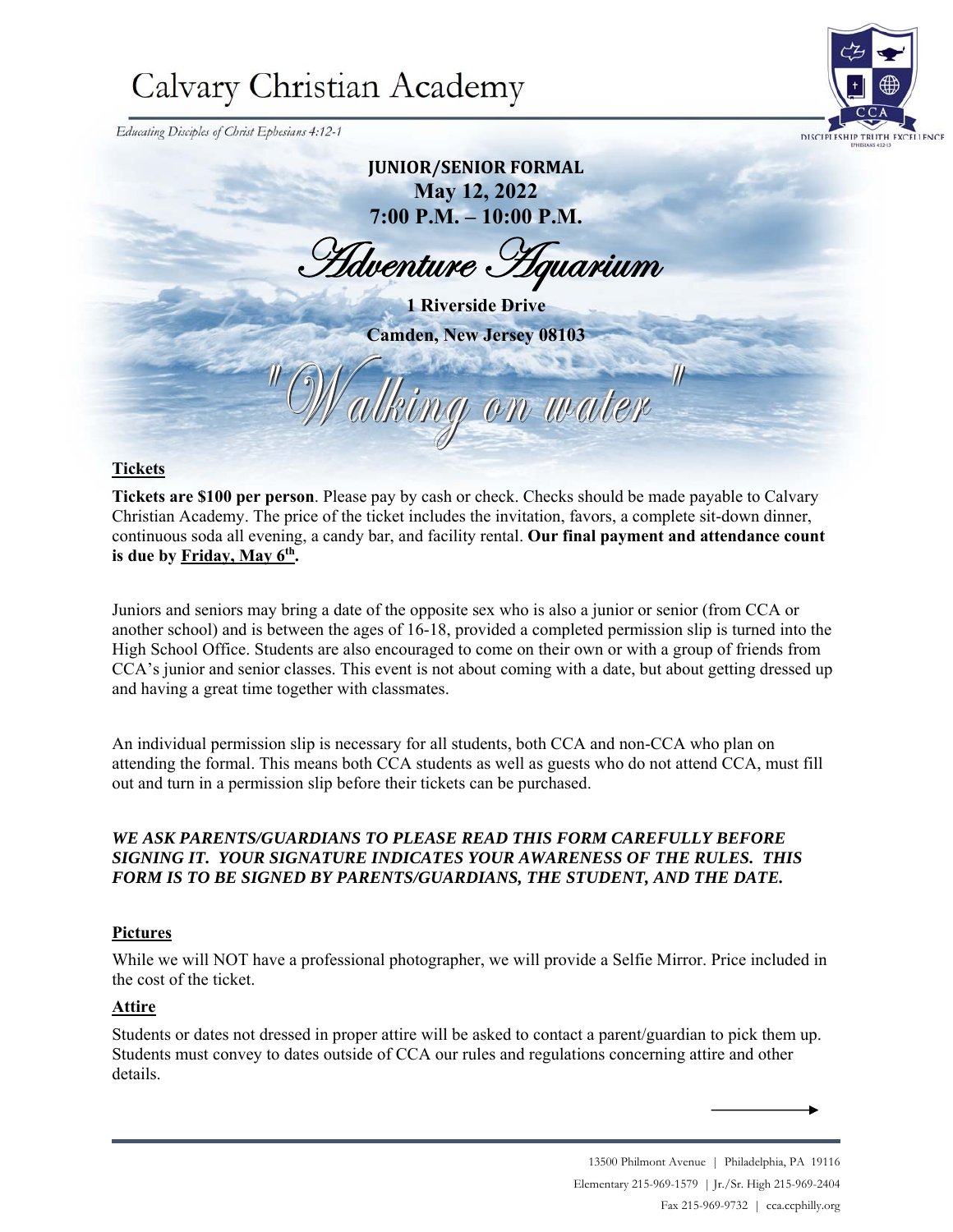# Calvary Christian Academy

*Educating Disciples of Christ Ephesians 4:12-1*

**JUNIOR/SENIOR FORMAL**
**May 12, 2022**
**7:00 P.M. – 10:00 P.M.**

## *Adventure Aquarium*

**1 Riverside Drive**
**Camden, New Jersey 08103**

## *"Walking on water"*

### Tickets

**Tickets are $100 per person**. Please pay by cash or check. Checks should be made payable to Calvary Christian Academy. The price of the ticket includes the invitation, favors, a complete sit-down dinner, continuous soda all evening, a candy bar, and facility rental. **Our final payment and attendance count is due by Friday, May 6th.**

Juniors and seniors may bring a date of the opposite sex who is also a junior or senior (from CCA or another school) and is between the ages of 16-18, provided a completed permission slip is turned into the High School Office. Students are also encouraged to come on their own or with a group of friends from CCA's junior and senior classes. This event is not about coming with a date, but about getting dressed up and having a great time together with classmates.

An individual permission slip is necessary for all students, both CCA and non-CCA who plan on attending the formal. This means both CCA students as well as guests who do not attend CCA, must fill out and turn in a permission slip before their tickets can be purchased.

***WE ASK PARENTS/GUARDIANS TO PLEASE READ THIS FORM CAREFULLY BEFORE SIGNING IT. YOUR SIGNATURE INDICATES YOUR AWARENESS OF THE RULES. THIS FORM IS TO BE SIGNED BY PARENTS/GUARDIANS, THE STUDENT, AND THE DATE.***

### Pictures

While we will NOT have a professional photographer, we will provide a Selfie Mirror. Price included in the cost of the ticket.

### Attire

Students or dates not dressed in proper attire will be asked to contact a parent/guardian to pick them up. Students must convey to dates outside of CCA our rules and regulations concerning attire and other details.

13500 Philmont Avenue | Philadelphia, PA 19116
Elementary 215-969-1579 | Jr./Sr. High 215-969-2404
Fax 215-969-9732 | cca.ccphilly.org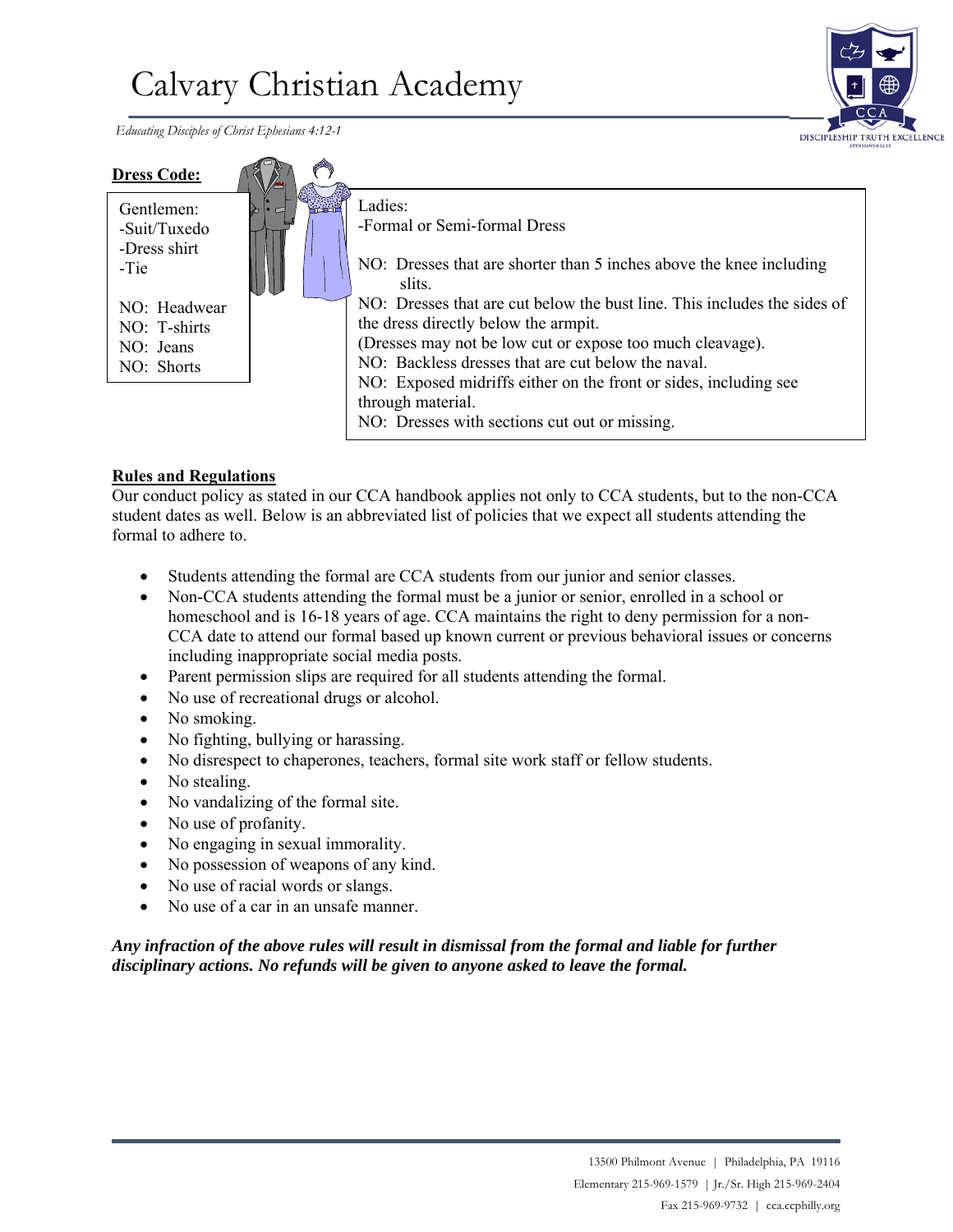# Calvary Christian Academy

*Educating Disciples of Christ Ephesians 4:12-1*

**Dress Code:**

Gentlemen:
-Suit/Tuxedo
-Dress shirt
-Tie

NO: Headwear
NO: T-shirts
NO: Jeans
NO: Shorts

Ladies:
-Formal or Semi-formal Dress

NO: Dresses that are shorter than 5 inches above the knee including slits.
NO: Dresses that are cut below the bust line. This includes the sides of the dress directly below the armpit.
(Dresses may not be low cut or expose too much cleavage).
NO: Backless dresses that are cut below the naval.
NO: Exposed midriffs either on the front or sides, including see through material.
NO: Dresses with sections cut out or missing.

**Rules and Regulations**

Our conduct policy as stated in our CCA handbook applies not only to CCA students, but to the non-CCA student dates as well. Below is an abbreviated list of policies that we expect all students attending the formal to adhere to.

- Students attending the formal are CCA students from our junior and senior classes.
- Non-CCA students attending the formal must be a junior or senior, enrolled in a school or homeschool and is 16-18 years of age. CCA maintains the right to deny permission for a non-CCA date to attend our formal based up known current or previous behavioral issues or concerns including inappropriate social media posts.
- Parent permission slips are required for all students attending the formal.
- No use of recreational drugs or alcohol.
- No smoking.
- No fighting, bullying or harassing.
- No disrespect to chaperones, teachers, formal site work staff or fellow students.
- No stealing.
- No vandalizing of the formal site.
- No use of profanity.
- No engaging in sexual immorality.
- No possession of weapons of any kind.
- No use of racial words or slangs.
- No use of a car in an unsafe manner.

***Any infraction of the above rules will result in dismissal from the formal and liable for further disciplinary actions. No refunds will be given to anyone asked to leave the formal.***

13500 Philmont Avenue | Philadelphia, PA 19116
Elementary 215-969-1579 | Jr./Sr. High 215-969-2404
Fax 215-969-9732 | cca.ccphilly.org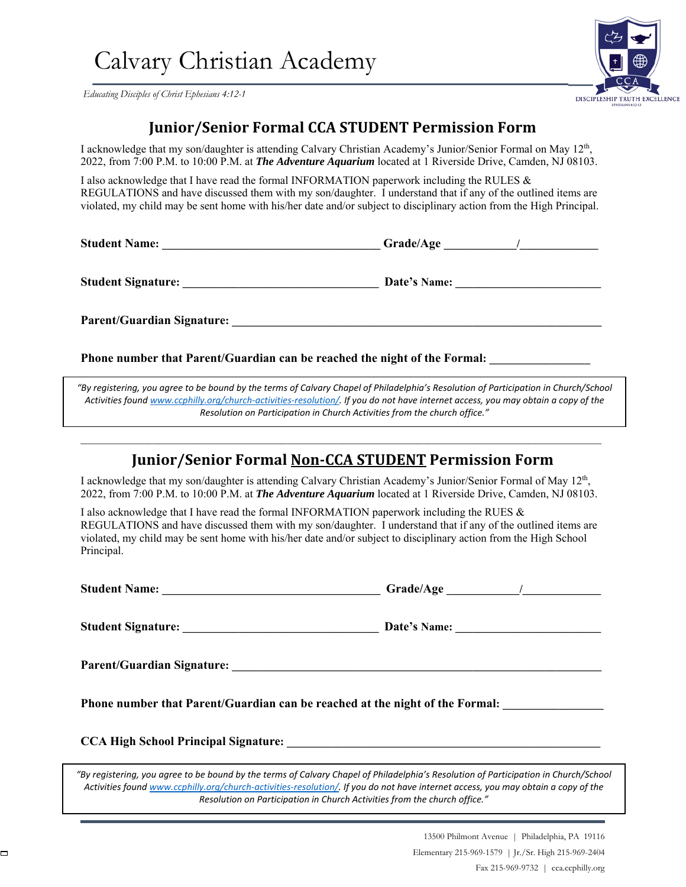# Calvary Christian Academy

*Educating Disciples of Christ Ephesians 4:12-1*

## Junior/Senior Formal CCA STUDENT Permission Form

I acknowledge that my son/daughter is attending Calvary Christian Academy's Junior/Senior Formal on May 12th, 2022, from 7:00 P.M. to 10:00 P.M. at ***The Adventure Aquarium*** located at 1 Riverside Drive, Camden, NJ 08103.

I also acknowledge that I have read the formal INFORMATION paperwork including the RULES & REGULATIONS and have discussed them with my son/daughter. I understand that if any of the outlined items are violated, my child may be sent home with his/her date and/or subject to disciplinary action from the High Principal.

**Student Name:** ____________________________________ **Grade/Age** ___________/____________

**Student Signature:** ________________________________ **Date's Name:** ________________________

**Parent/Guardian Signature:** ______________________________________________________________

**Phone number that Parent/Guardian can be reached the night of the Formal:** ________________

*"By registering, you agree to be bound by the terms of Calvary Chapel of Philadelphia's Resolution of Participation in Church/School Activities found www.ccphilly.org/church-activities-resolution/. If you do not have internet access, you may obtain a copy of the Resolution on Participation in Church Activities from the church office."*

---

## Junior/Senior Formal Non-CCA STUDENT Permission Form

I acknowledge that my son/daughter is attending Calvary Christian Academy's Junior/Senior Formal of May 12th, 2022, from 7:00 P.M. to 10:00 P.M. at ***The Adventure Aquarium*** located at 1 Riverside Drive, Camden, NJ 08103.

I also acknowledge that I have read the formal INFORMATION paperwork including the RUES & REGULATIONS and have discussed them with my son/daughter. I understand that if any of the outlined items are violated, my child may be sent home with his/her date and/or subject to disciplinary action from the High School Principal.

**Student Name:** ____________________________________ **Grade/Age** ___________/____________

**Student Signature:** ________________________________ **Date's Name:** ________________________

**Parent/Guardian Signature:** ______________________________________________________________

**Phone number that Parent/Guardian can be reached at the night of the Formal:** ________________

**CCA High School Principal Signature:** ____________________________________________________

*"By registering, you agree to be bound by the terms of Calvary Chapel of Philadelphia's Resolution of Participation in Church/School Activities found www.ccphilly.org/church-activities-resolution/. If you do not have internet access, you may obtain a copy of the Resolution on Participation in Church Activities from the church office."*

13500 Philmont Avenue | Philadelphia, PA 19116

Elementary 215-969-1579 | Jr./Sr. High 215-969-2404

Fax 215-969-9732 | cca.ccphilly.org